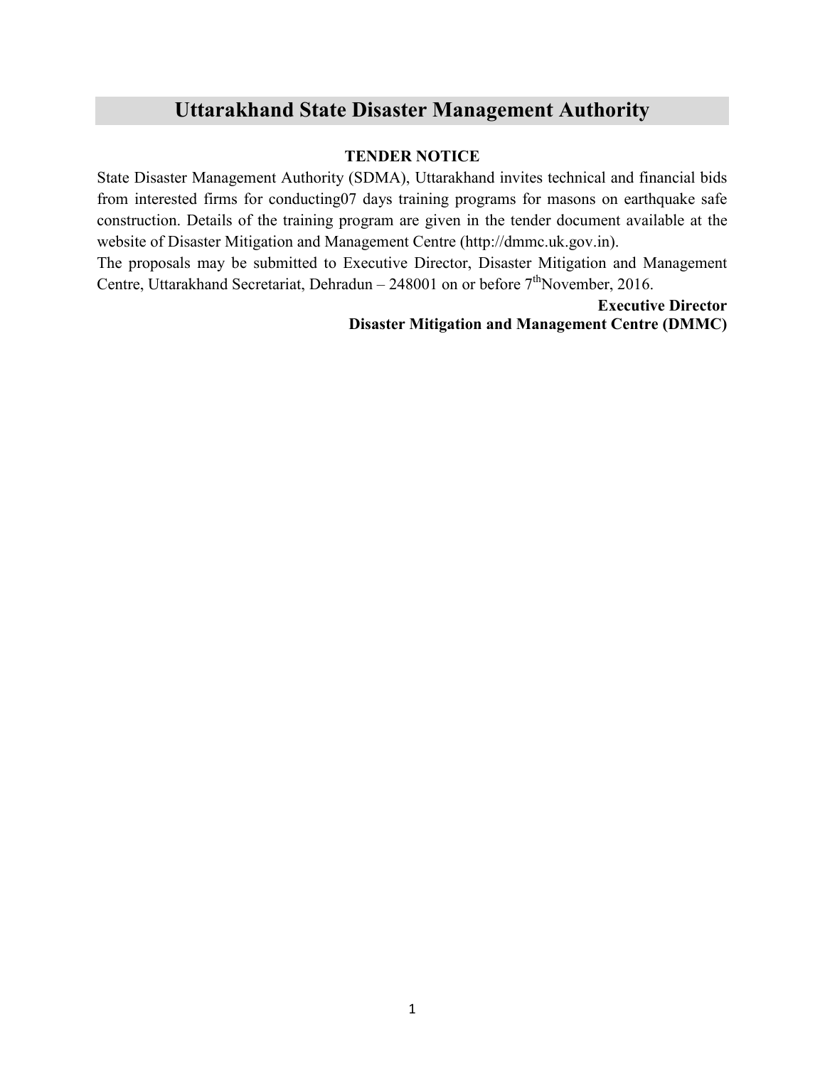# Uttarakhand State Disaster Management Authority

**TENDER NOTICE**

State Disaster Management Authority (SDMA), Uttarakhand invites technical and financial bids from interested firms for conducting07 days training programs for masons on earthquake safe construction. Details of the training program are given in the tender document available at the website of Disaster Mitigation and Management Centre (http://dmmc.uk.gov.in).

The proposals may be submitted to Executive Director, Disaster Mitigation and Management Centre, Uttarakhand Secretariat, Dehradun – 248001 on or before 7th November, 2016.

**Executive Director**
**Disaster Mitigation and Management Centre (DMMC)**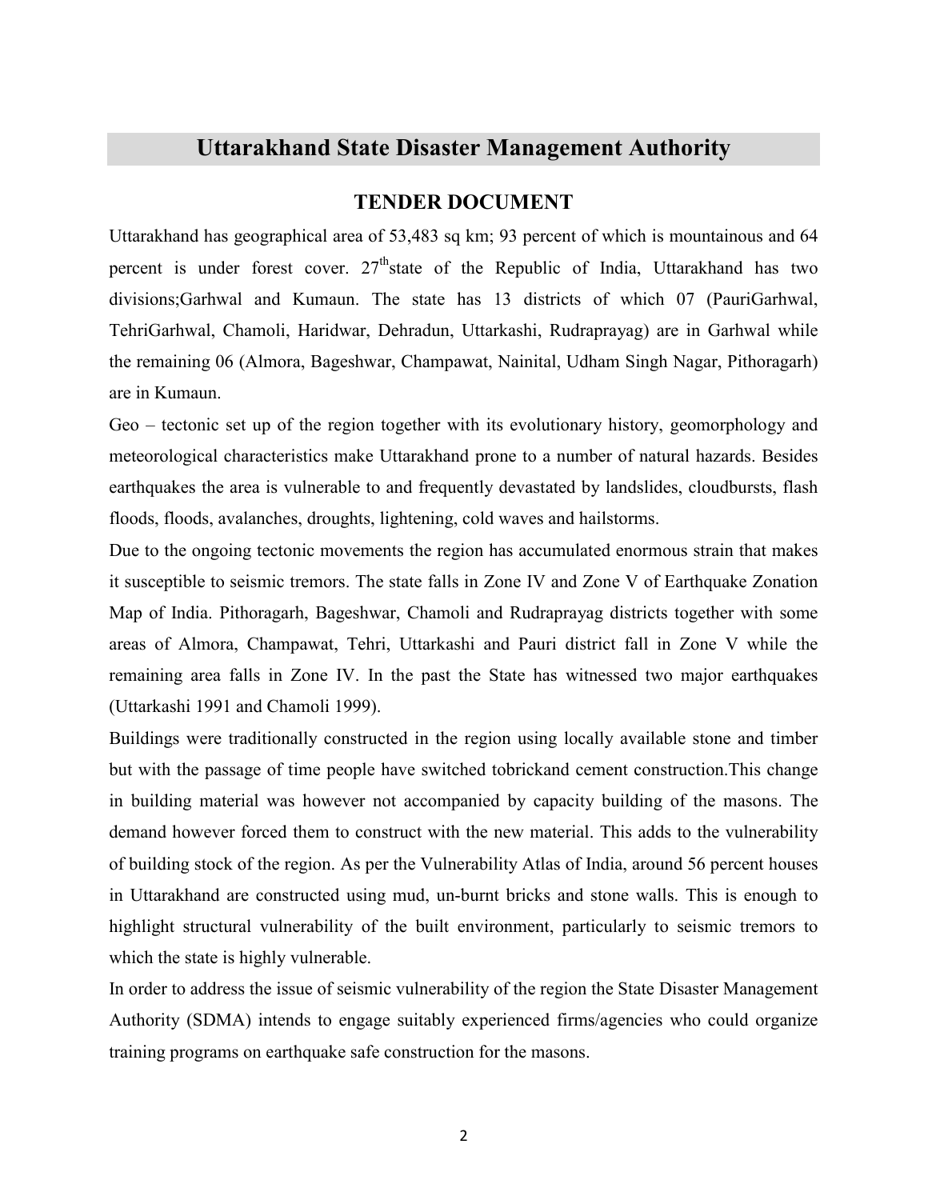# Uttarakhand State Disaster Management Authority

## TENDER DOCUMENT

Uttarakhand has geographical area of 53,483 sq km; 93 percent of which is mountainous and 64 percent is under forest cover. 27thstate of the Republic of India, Uttarakhand has two divisions;Garhwal and Kumaun. The state has 13 districts of which 07 (PauriGarhwal, TehriGarhwal, Chamoli, Haridwar, Dehradun, Uttarkashi, Rudraprayag) are in Garhwal while the remaining 06 (Almora, Bageshwar, Champawat, Nainital, Udham Singh Nagar, Pithoragarh) are in Kumaun.

Geo – tectonic set up of the region together with its evolutionary history, geomorphology and meteorological characteristics make Uttarakhand prone to a number of natural hazards. Besides earthquakes the area is vulnerable to and frequently devastated by landslides, cloudbursts, flash floods, floods, avalanches, droughts, lightening, cold waves and hailstorms.

Due to the ongoing tectonic movements the region has accumulated enormous strain that makes it susceptible to seismic tremors. The state falls in Zone IV and Zone V of Earthquake Zonation Map of India. Pithoragarh, Bageshwar, Chamoli and Rudraprayag districts together with some areas of Almora, Champawat, Tehri, Uttarkashi and Pauri district fall in Zone V while the remaining area falls in Zone IV. In the past the State has witnessed two major earthquakes (Uttarkashi 1991 and Chamoli 1999).

Buildings were traditionally constructed in the region using locally available stone and timber but with the passage of time people have switched tobrickand cement construction.This change in building material was however not accompanied by capacity building of the masons. The demand however forced them to construct with the new material. This adds to the vulnerability of building stock of the region. As per the Vulnerability Atlas of India, around 56 percent houses in Uttarakhand are constructed using mud, un-burnt bricks and stone walls. This is enough to highlight structural vulnerability of the built environment, particularly to seismic tremors to which the state is highly vulnerable.

In order to address the issue of seismic vulnerability of the region the State Disaster Management Authority (SDMA) intends to engage suitably experienced firms/agencies who could organize training programs on earthquake safe construction for the masons.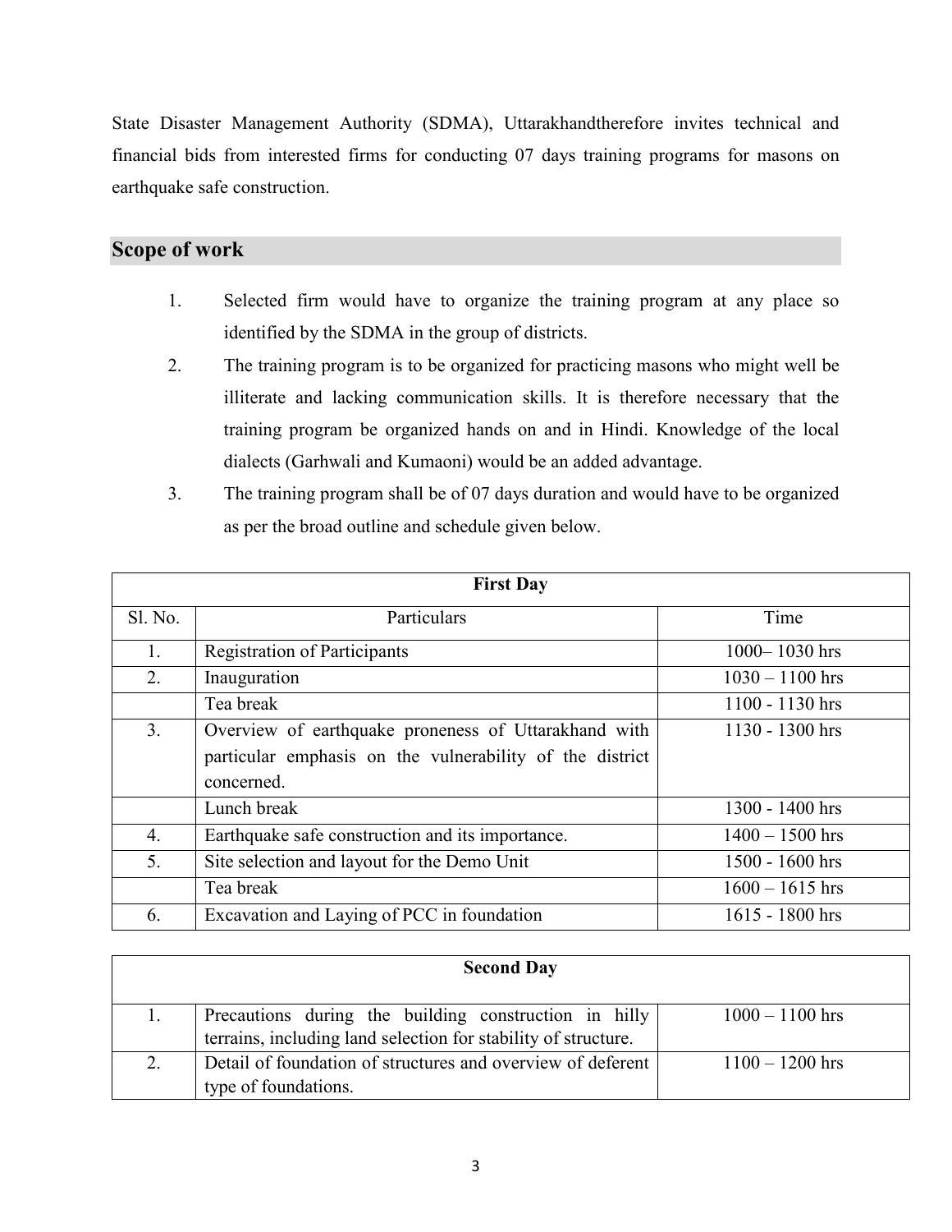State Disaster Management Authority (SDMA), Uttarakhandtherefore invites technical and financial bids from interested firms for conducting 07 days training programs for masons on earthquake safe construction.

## Scope of work

1. Selected firm would have to organize the training program at any place so identified by the SDMA in the group of districts.
2. The training program is to be organized for practicing masons who might well be illiterate and lacking communication skills. It is therefore necessary that the training program be organized hands on and in Hindi. Knowledge of the local dialects (Garhwali and Kumaoni) would be an added advantage.
3. The training program shall be of 07 days duration and would have to be organized as per the broad outline and schedule given below.

| First Day | | |
|---|---|---|
| Sl. No. | Particulars | Time |
| 1. | Registration of Participants | 1000– 1030 hrs |
| 2. | Inauguration | 1030 – 1100 hrs |
| | Tea break | 1100 - 1130 hrs |
| 3. | Overview of earthquake proneness of Uttarakhand with particular emphasis on the vulnerability of the district concerned. | 1130 - 1300 hrs |
| | Lunch break | 1300 - 1400 hrs |
| 4. | Earthquake safe construction and its importance. | 1400 – 1500 hrs |
| 5. | Site selection and layout for the Demo Unit | 1500 - 1600 hrs |
| | Tea break | 1600 – 1615 hrs |
| 6. | Excavation and Laying of PCC in foundation | 1615 - 1800 hrs |

| Second Day | | |
|---|---|---|
| 1. | Precautions during the building construction in hilly terrains, including land selection for stability of structure. | 1000 – 1100 hrs |
| 2. | Detail of foundation of structures and overview of deferent type of foundations. | 1100 – 1200 hrs |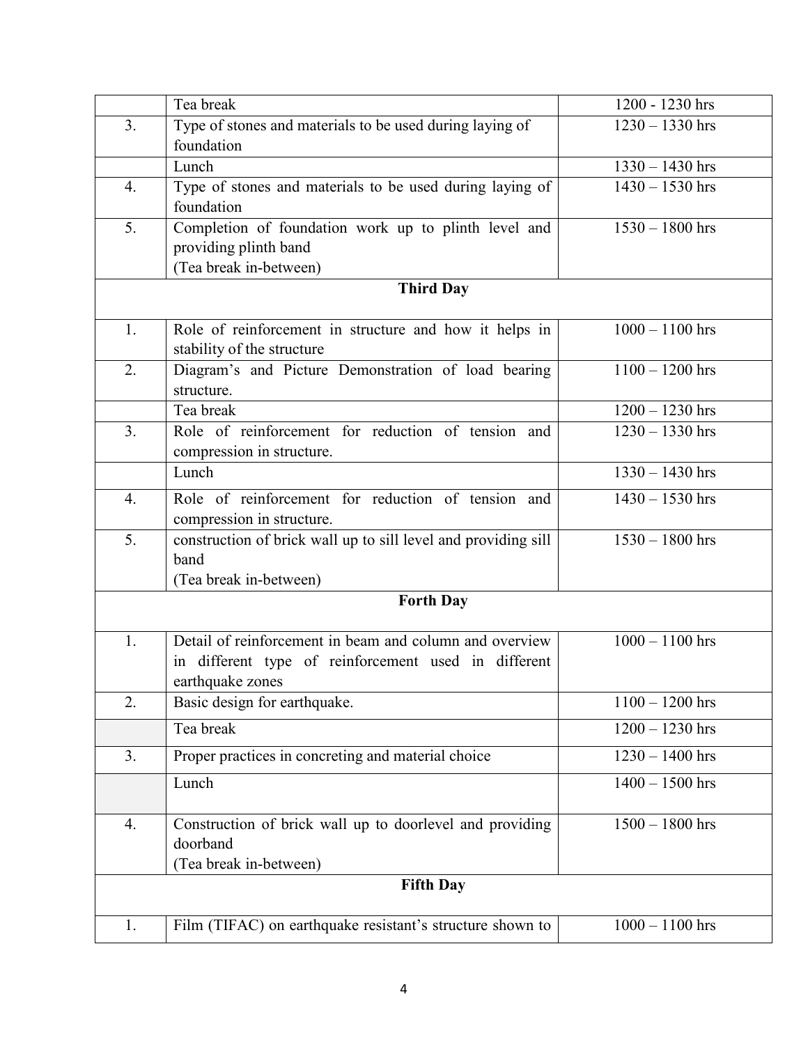| | | |
|---|---|---|
| | Tea break | 1200 - 1230 hrs |
| 3. | Type of stones and materials to be used during laying of foundation | 1230 – 1330 hrs |
| | Lunch | 1330 – 1430 hrs |
| 4. | Type of stones and materials to be used during laying of foundation | 1430 – 1530 hrs |
| 5. | Completion of foundation work up to plinth level and providing plinth band (Tea break in-between) | 1530 – 1800 hrs |
| | **Third Day** | |
| 1. | Role of reinforcement in structure and how it helps in stability of the structure | 1000 – 1100 hrs |
| 2. | Diagram's and Picture Demonstration of load bearing structure. | 1100 – 1200 hrs |
| | Tea break | 1200 – 1230 hrs |
| 3. | Role of reinforcement for reduction of tension and compression in structure. | 1230 – 1330 hrs |
| | Lunch | 1330 – 1430 hrs |
| 4. | Role of reinforcement for reduction of tension and compression in structure. | 1430 – 1530 hrs |
| 5. | construction of brick wall up to sill level and providing sill band (Tea break in-between) | 1530 – 1800 hrs |
| | **Forth Day** | |
| 1. | Detail of reinforcement in beam and column and overview in different type of reinforcement used in different earthquake zones | 1000 – 1100 hrs |
| 2. | Basic design for earthquake. | 1100 – 1200 hrs |
| | Tea break | 1200 – 1230 hrs |
| 3. | Proper practices in concreting and material choice | 1230 – 1400 hrs |
| | Lunch | 1400 – 1500 hrs |
| 4. | Construction of brick wall up to doorlevel and providing doorband (Tea break in-between) | 1500 – 1800 hrs |
| | **Fifth Day** | |
| 1. | Film (TIFAC) on earthquake resistant's structure shown to | 1000 – 1100 hrs |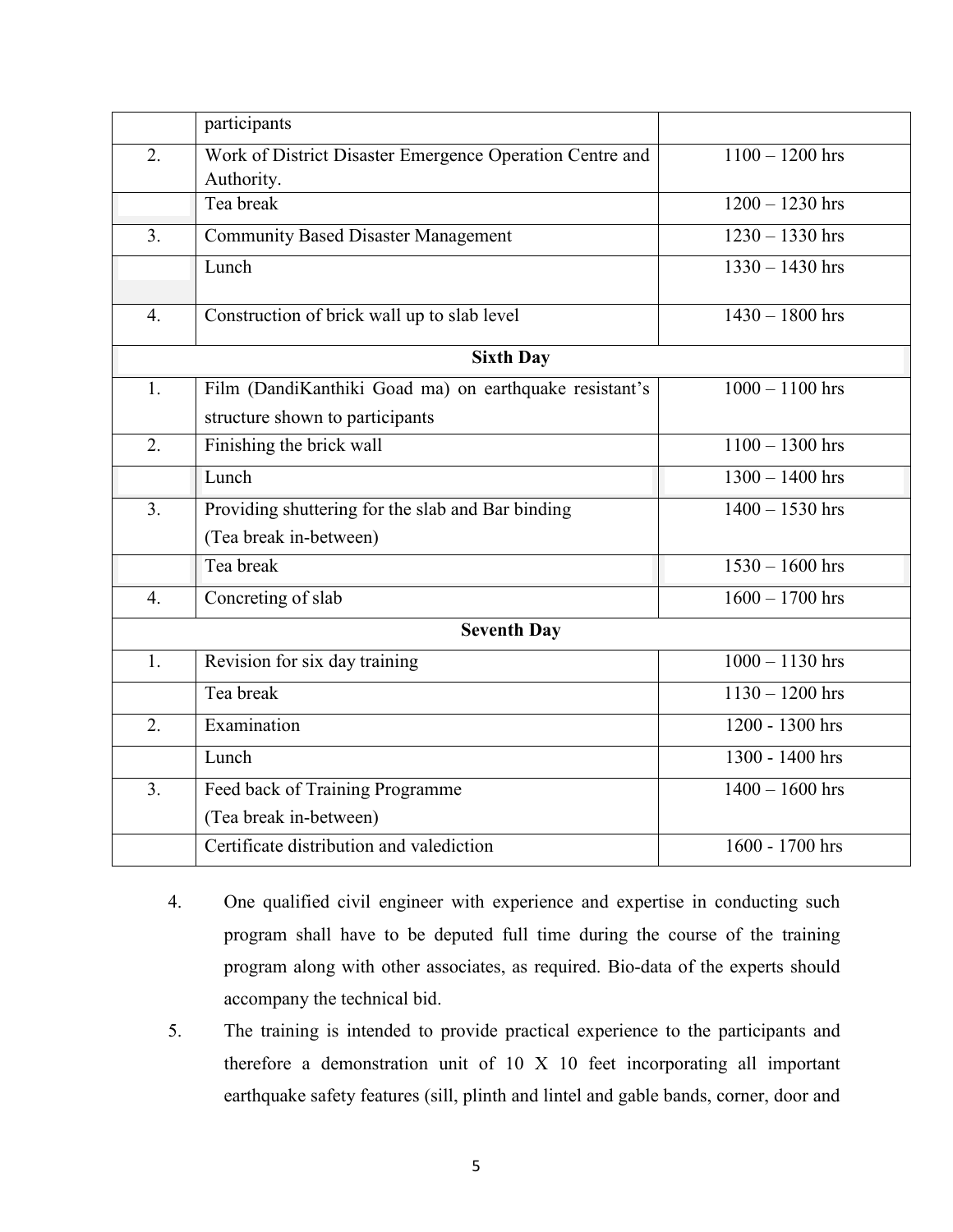| | | |
|---|---|---|
| | participants | |
| 2. | Work of District Disaster Emergence Operation Centre and Authority. | 1100 – 1200 hrs |
| | Tea break | 1200 – 1230 hrs |
| 3. | Community Based Disaster Management | 1230 – 1330 hrs |
| | Lunch | 1330 – 1430 hrs |
| 4. | Construction of brick wall up to slab level | 1430 – 1800 hrs |
| | **Sixth Day** | |
| 1. | Film (DandiKanthiki Goad ma) on earthquake resistant's structure shown to participants | 1000 – 1100 hrs |
| 2. | Finishing the brick wall | 1100 – 1300 hrs |
| | Lunch | 1300 – 1400 hrs |
| 3. | Providing shuttering for the slab and Bar binding (Tea break in-between) | 1400 – 1530 hrs |
| | Tea break | 1530 – 1600 hrs |
| 4. | Concreting of slab | 1600 – 1700 hrs |
| | **Seventh Day** | |
| 1. | Revision for six day training | 1000 – 1130 hrs |
| | Tea break | 1130 – 1200 hrs |
| 2. | Examination | 1200 - 1300 hrs |
| | Lunch | 1300 - 1400 hrs |
| 3. | Feed back of Training Programme (Tea break in-between) | 1400 – 1600 hrs |
| | Certificate distribution and valediction | 1600 - 1700 hrs |

4. One qualified civil engineer with experience and expertise in conducting such program shall have to be deputed full time during the course of the training program along with other associates, as required. Bio-data of the experts should accompany the technical bid.

5. The training is intended to provide practical experience to the participants and therefore a demonstration unit of 10 X 10 feet incorporating all important earthquake safety features (sill, plinth and lintel and gable bands, corner, door and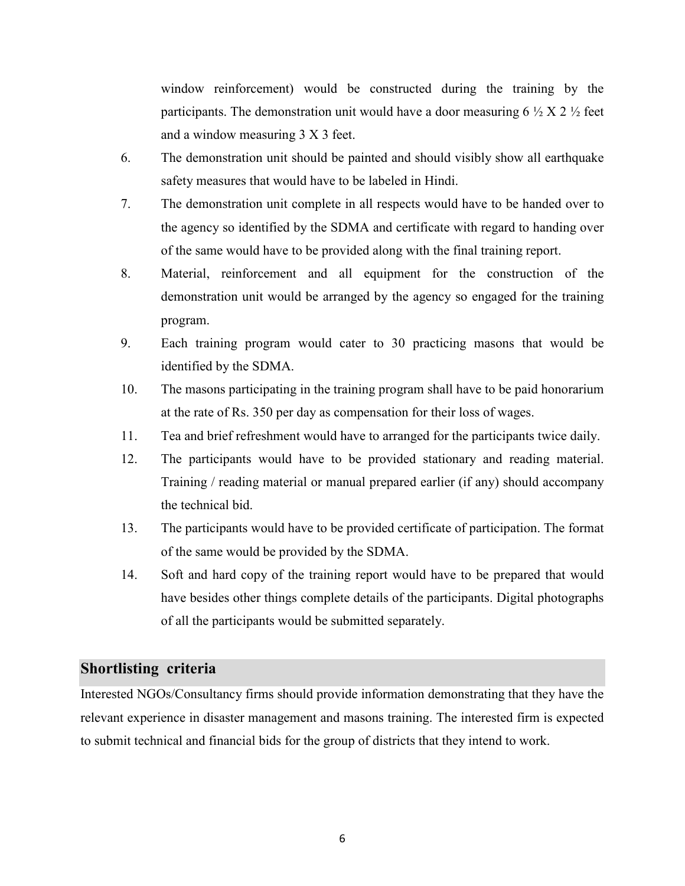window reinforcement) would be constructed during the training by the participants. The demonstration unit would have a door measuring 6 ½ X 2 ½ feet and a window measuring 3 X 3 feet.

6. The demonstration unit should be painted and should visibly show all earthquake safety measures that would have to be labeled in Hindi.
7. The demonstration unit complete in all respects would have to be handed over to the agency so identified by the SDMA and certificate with regard to handing over of the same would have to be provided along with the final training report.
8. Material, reinforcement and all equipment for the construction of the demonstration unit would be arranged by the agency so engaged for the training program.
9. Each training program would cater to 30 practicing masons that would be identified by the SDMA.
10. The masons participating in the training program shall have to be paid honorarium at the rate of Rs. 350 per day as compensation for their loss of wages.
11. Tea and brief refreshment would have to arranged for the participants twice daily.
12. The participants would have to be provided stationary and reading material. Training / reading material or manual prepared earlier (if any) should accompany the technical bid.
13. The participants would have to be provided certificate of participation. The format of the same would be provided by the SDMA.
14. Soft and hard copy of the training report would have to be prepared that would have besides other things complete details of the participants. Digital photographs of all the participants would be submitted separately.

## Shortlisting criteria

Interested NGOs/Consultancy firms should provide information demonstrating that they have the relevant experience in disaster management and masons training. The interested firm is expected to submit technical and financial bids for the group of districts that they intend to work.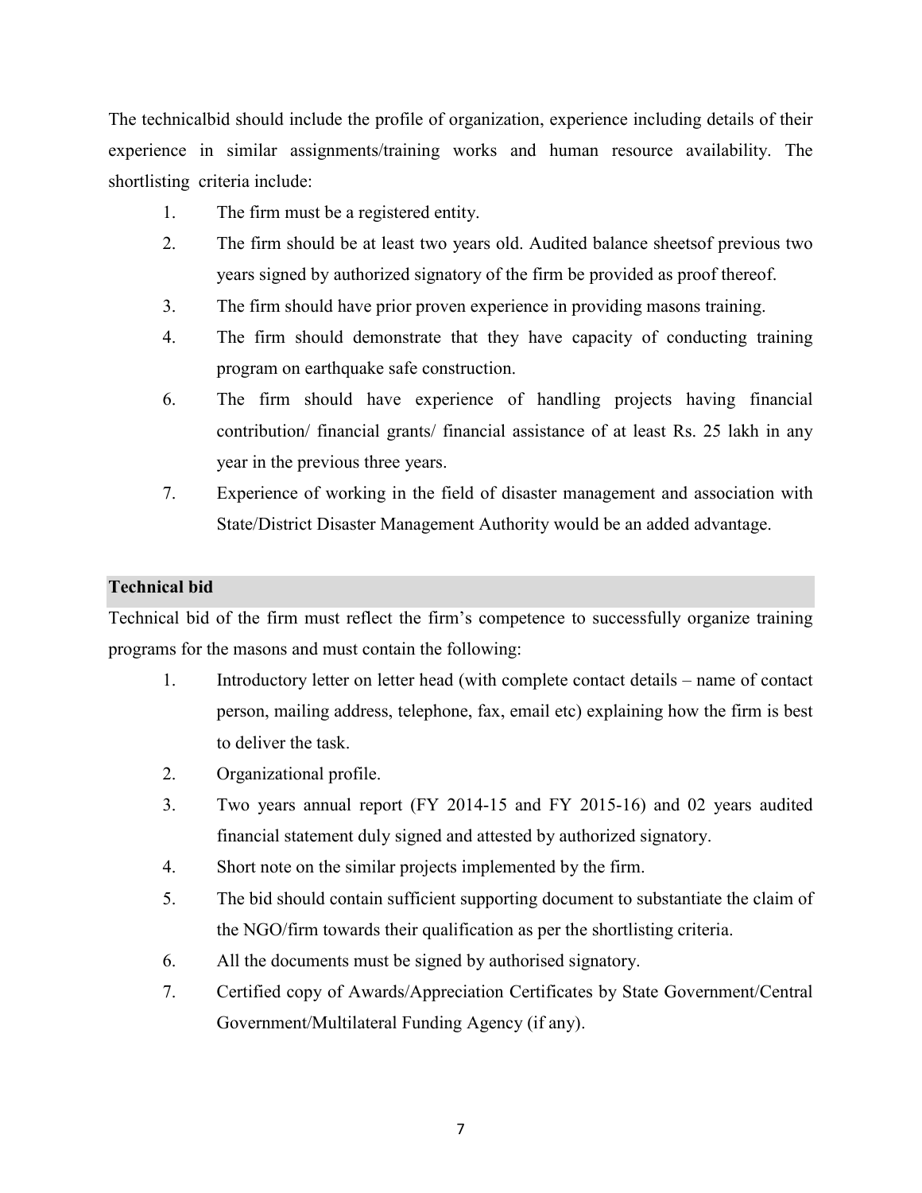The technicalbid should include the profile of organization, experience including details of their experience in similar assignments/training works and human resource availability. The shortlisting criteria include:

1. The firm must be a registered entity.
2. The firm should be at least two years old. Audited balance sheetsof previous two years signed by authorized signatory of the firm be provided as proof thereof.
3. The firm should have prior proven experience in providing masons training.
4. The firm should demonstrate that they have capacity of conducting training program on earthquake safe construction.

6. The firm should have experience of handling projects having financial contribution/ financial grants/ financial assistance of at least Rs. 25 lakh in any year in the previous three years.
7. Experience of working in the field of disaster management and association with State/District Disaster Management Authority would be an added advantage.

**Technical bid**

Technical bid of the firm must reflect the firm's competence to successfully organize training programs for the masons and must contain the following:

1. Introductory letter on letter head (with complete contact details – name of contact person, mailing address, telephone, fax, email etc) explaining how the firm is best to deliver the task.
2. Organizational profile.
3. Two years annual report (FY 2014-15 and FY 2015-16) and 02 years audited financial statement duly signed and attested by authorized signatory.
4. Short note on the similar projects implemented by the firm.
5. The bid should contain sufficient supporting document to substantiate the claim of the NGO/firm towards their qualification as per the shortlisting criteria.
6. All the documents must be signed by authorised signatory.
7. Certified copy of Awards/Appreciation Certificates by State Government/Central Government/Multilateral Funding Agency (if any).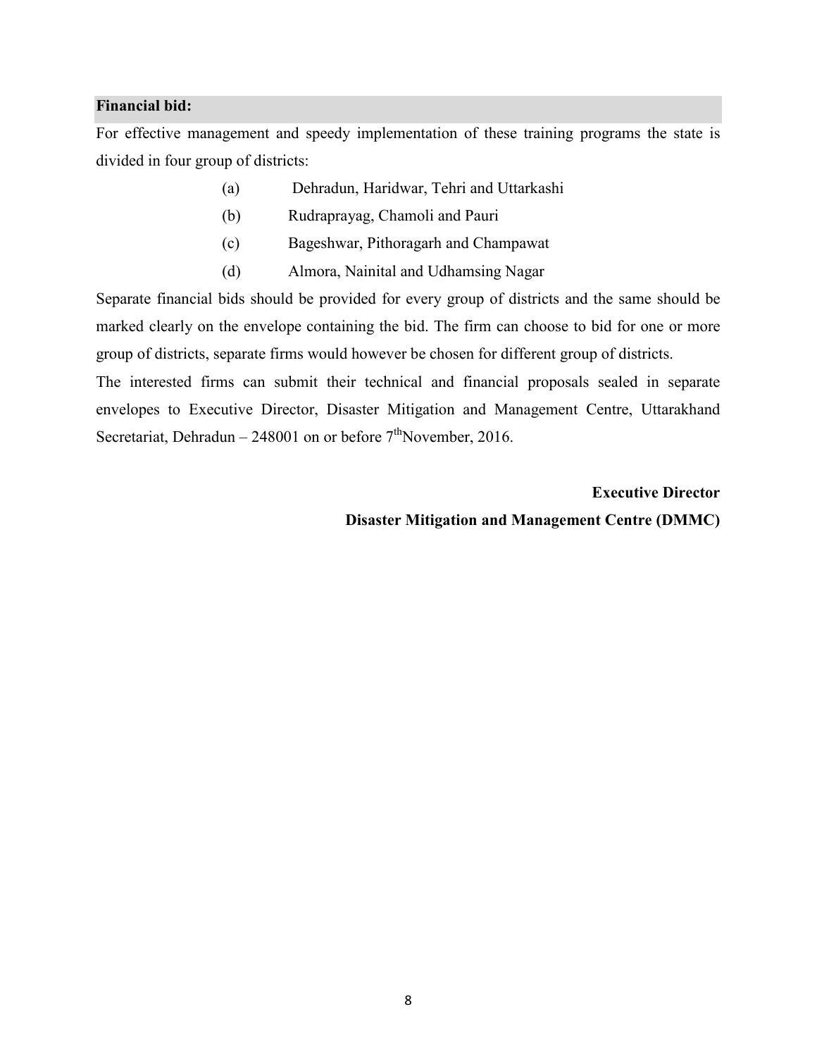**Financial bid:**

For effective management and speedy implementation of these training programs the state is divided in four group of districts:

(a) Dehradun, Haridwar, Tehri and Uttarkashi

(b) Rudraprayag, Chamoli and Pauri

(c) Bageshwar, Pithoragarh and Champawat

(d) Almora, Nainital and Udhamsing Nagar

Separate financial bids should be provided for every group of districts and the same should be marked clearly on the envelope containing the bid. The firm can choose to bid for one or more group of districts, separate firms would however be chosen for different group of districts.

The interested firms can submit their technical and financial proposals sealed in separate envelopes to Executive Director, Disaster Mitigation and Management Centre, Uttarakhand Secretariat, Dehradun – 248001 on or before 7th November, 2016.

**Executive Director**

**Disaster Mitigation and Management Centre (DMMC)**